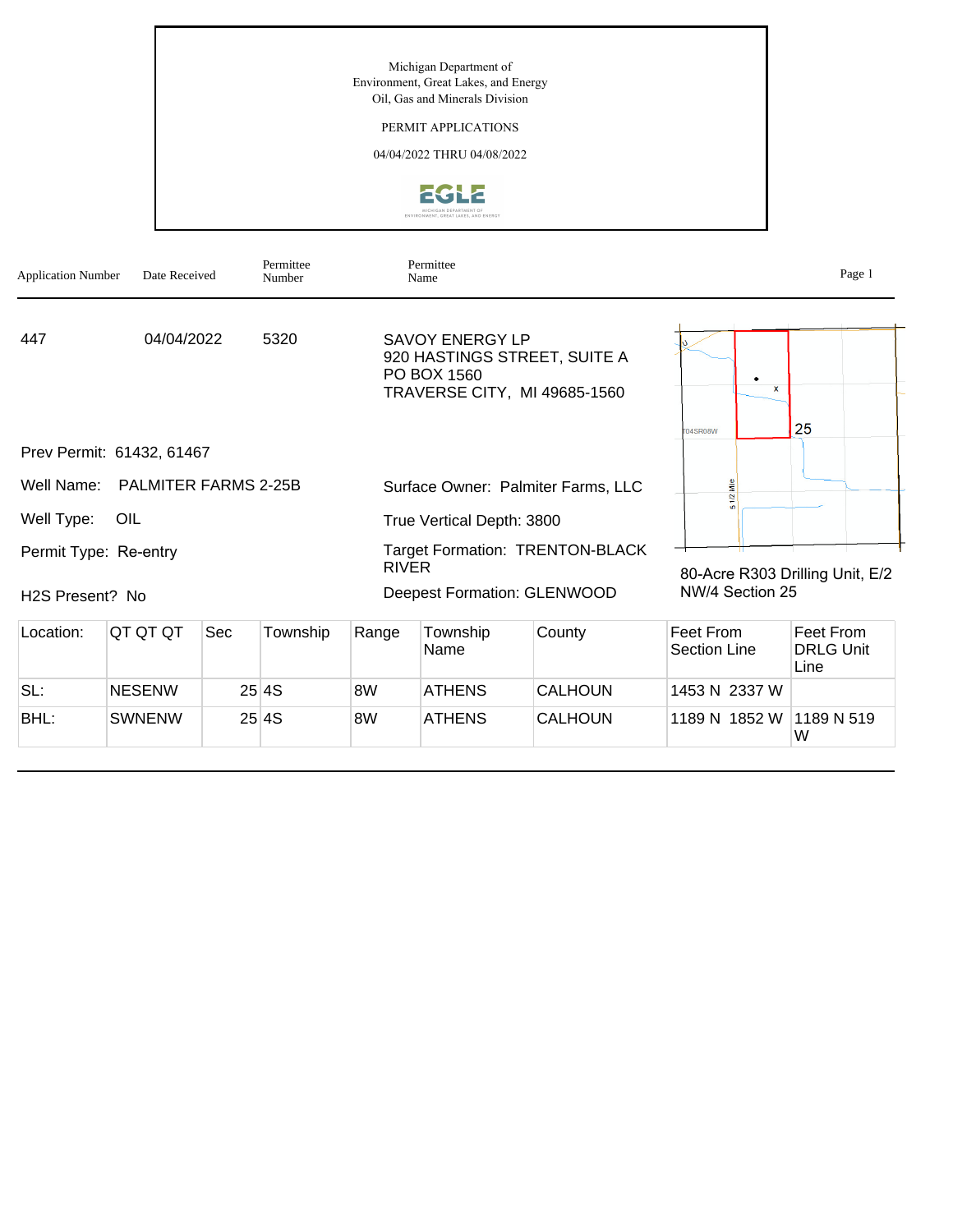Michigan Department of
Environment, Great Lakes, and Energy
Oil, Gas and Minerals Division

PERMIT APPLICATIONS

04/04/2022 THRU 04/08/2022

| Application Number | Date Received | Permittee Number | Permittee Name |
|---|---|---|---|
| 447 | 04/04/2022 | 5320 | SAVOY ENERGY LP<br>920 HASTINGS STREET, SUITE A<br>PO BOX 1560<br>TRAVERSE CITY, MI 49685-1560 |

Prev Permit: 61432, 61467

Well Name: PALMITER FARMS 2-25B

Well Type: OIL

Permit Type: Re-entry

H2S Present? No

Surface Owner: Palmiter Farms, LLC

True Vertical Depth: 3800

Target Formation: TRENTON-BLACK RIVER

Deepest Formation: GLENWOOD

80-Acre R303 Drilling Unit, E/2 NW/4 Section 25

| Location: | QT QT QT | Sec | Township | Range | Township Name | County | Feet From Section Line | Feet From DRLG Unit Line |
|---|---|---|---|---|---|---|---|---|
| SL: | NESENW | 25 | 4S | 8W | ATHENS | CALHOUN | 1453 N 2337 W | |
| BHL: | SWNENW | 25 | 4S | 8W | ATHENS | CALHOUN | 1189 N 1852 W | 1189 N 519 W |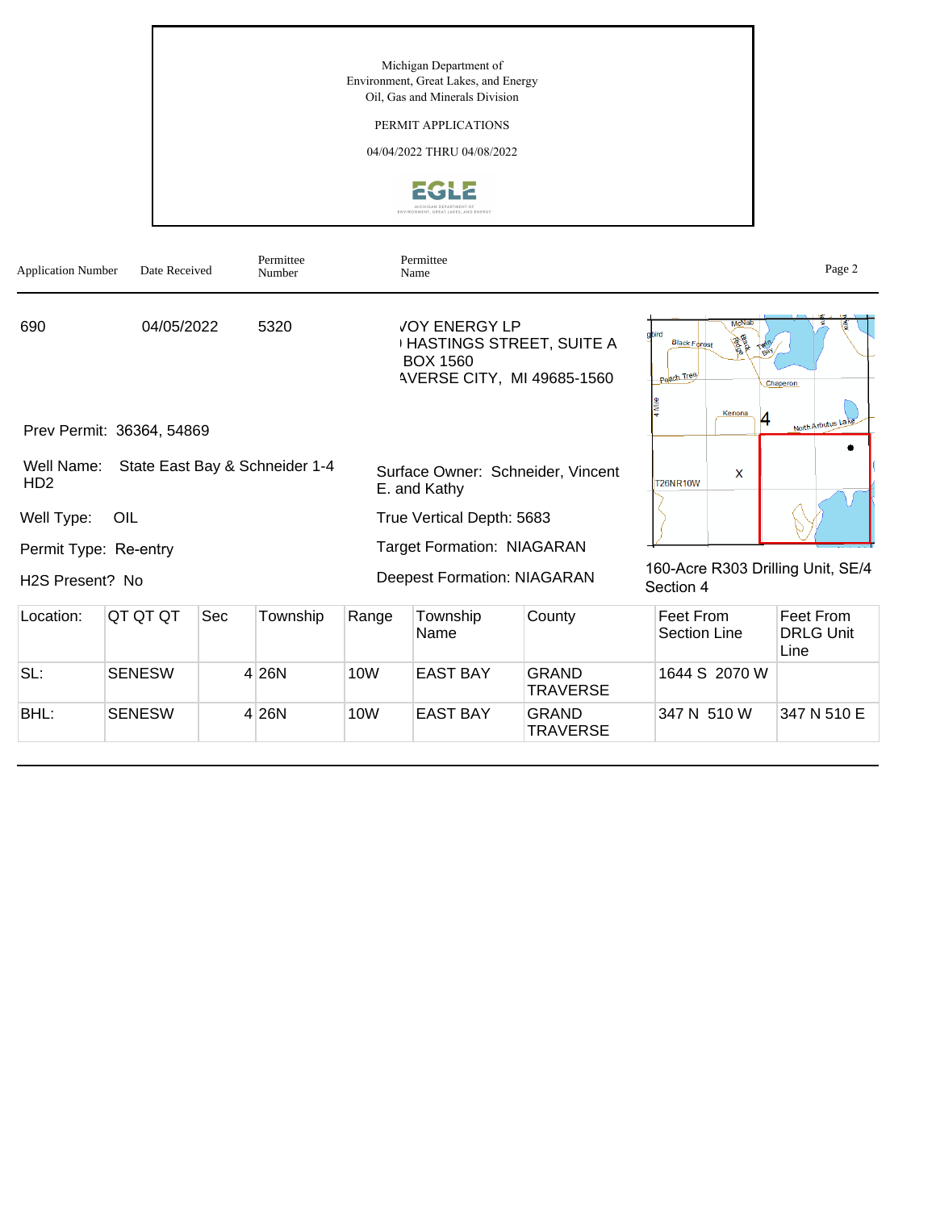Michigan Department of
Environment, Great Lakes, and Energy
Oil, Gas and Minerals Division

PERMIT APPLICATIONS

04/04/2022 THRU 04/08/2022

| Application Number | Date Received | Permittee Number | Permittee Name |
|---|---|---|---|
| 690 | 04/05/2022 | 5320 | VOY ENERGY LP<br>HASTINGS STREET, SUITE A<br>BOX 1560<br>AVERSE CITY, MI 49685-1560 |

Prev Permit: 36364, 54869

Well Name: State East Bay & Schneider 1-4 HD2

Well Type: OIL

Permit Type: Re-entry

H2S Present? No

Surface Owner: Schneider, Vincent E. and Kathy

True Vertical Depth: 5683

Target Formation: NIAGARAN

Deepest Formation: NIAGARAN

160-Acre R303 Drilling Unit, SE/4 Section 4

| Location: | QT QT QT | Sec | Township | Range | Township Name | County | Feet From Section Line | Feet From DRLG Unit Line |
|---|---|---|---|---|---|---|---|---|
| SL: | SENESW | 4 | 26N | 10W | EAST BAY | GRAND TRAVERSE | 1644 S 2070 W | |
| BHL: | SENESW | 4 | 26N | 10W | EAST BAY | GRAND TRAVERSE | 347 N 510 W | 347 N 510 E |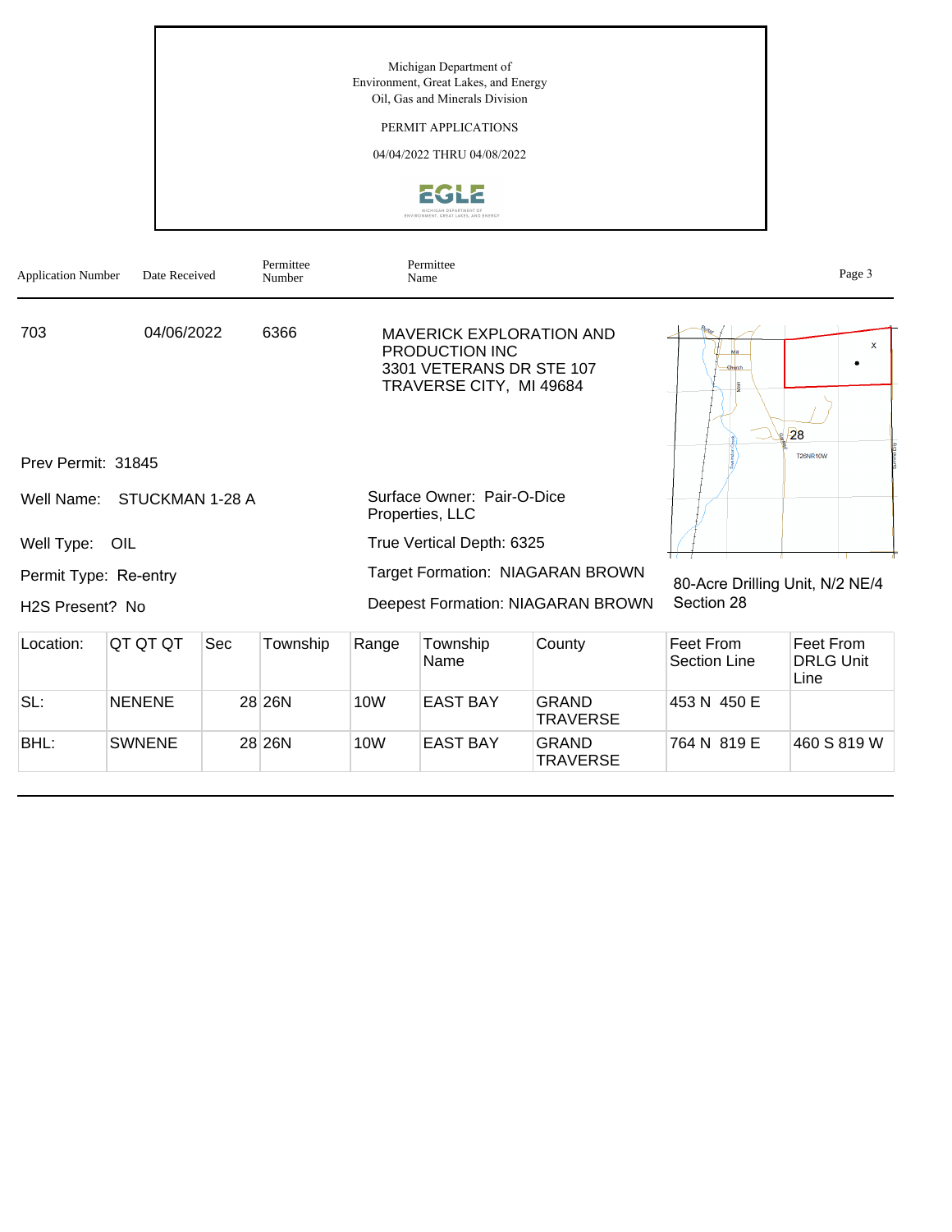Michigan Department of
Environment, Great Lakes, and Energy
Oil, Gas and Minerals Division

PERMIT APPLICATIONS

04/04/2022 THRU 04/08/2022

| Application Number | Date Received | Permittee Number | Permittee Name |
|---|---|---|---|
| 703 | 04/06/2022 | 6366 | MAVERICK EXPLORATION AND PRODUCTION INC<br>3301 VETERANS DR STE 107<br>TRAVERSE CITY, MI 49684 |

Prev Permit: 31845

Well Name: STUCKMAN 1-28 A

Well Type: OIL

Permit Type: Re-entry

H2S Present? No

Surface Owner: Pair-O-Dice Properties, LLC

True Vertical Depth: 6325

Target Formation: NIAGARAN BROWN

Deepest Formation: NIAGARAN BROWN

80-Acre Drilling Unit, N/2 NE/4 Section 28

| Location: | QT QT QT | Sec | Township | Range | Township Name | County | Feet From Section Line | Feet From DRLG Unit Line |
|---|---|---|---|---|---|---|---|---|
| SL: | NENENE | 28 | 26N | 10W | EAST BAY | GRAND TRAVERSE | 453 N 450 E | |
| BHL: | SWNENE | 28 | 26N | 10W | EAST BAY | GRAND TRAVERSE | 764 N 819 E | 460 S 819 W |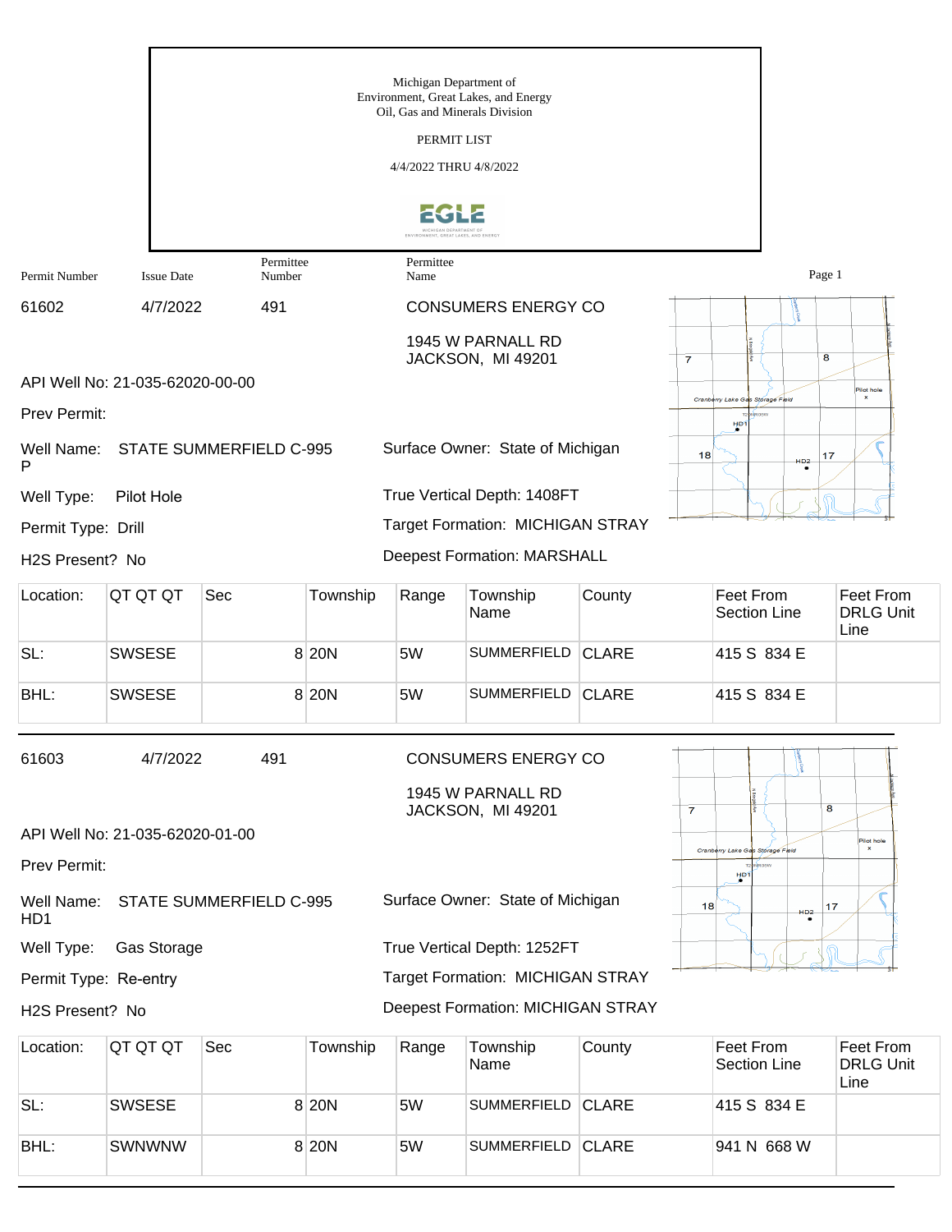Michigan Department of
Environment, Great Lakes, and Energy
Oil, Gas and Minerals Division

PERMIT LIST

4/4/2022 THRU 4/8/2022

| Permit Number | Issue Date | Permittee Number | Permittee Name |
|---|---|---|---|
| 61602 | 4/7/2022 | 491 | CONSUMERS ENERGY CO |

1945 W PARNALL RD
JACKSON, MI 49201

API Well No: 21-035-62020-00-00

Prev Permit:

Well Name: STATE SUMMERFIELD C-995 P

Surface Owner: State of Michigan

Well Type: Pilot Hole

True Vertical Depth: 1408FT

Permit Type: Drill

Target Formation: MICHIGAN STRAY

H2S Present? No

Deepest Formation: MARSHALL

| Location: | QT QT QT | Sec | Township | Range | Township Name | County | Feet From Section Line | Feet From DRLG Unit Line |
|---|---|---|---|---|---|---|---|---|
| SL: | SWSESE | 8 | 20N | 5W | SUMMERFIELD | CLARE | 415 S 834 E | |
| BHL: | SWSESE | 8 | 20N | 5W | SUMMERFIELD | CLARE | 415 S 834 E | |

---

| Permit Number | Issue Date | Permittee Number | Permittee Name |
|---|---|---|---|
| 61603 | 4/7/2022 | 491 | CONSUMERS ENERGY CO |

1945 W PARNALL RD
JACKSON, MI 49201

API Well No: 21-035-62020-01-00

Prev Permit:

Well Name: STATE SUMMERFIELD C-995 HD1

Surface Owner: State of Michigan

Well Type: Gas Storage

True Vertical Depth: 1252FT

Permit Type: Re-entry

Target Formation: MICHIGAN STRAY

H2S Present? No

Deepest Formation: MICHIGAN STRAY

| Location: | QT QT QT | Sec | Township | Range | Township Name | County | Feet From Section Line | Feet From DRLG Unit Line |
|---|---|---|---|---|---|---|---|---|
| SL: | SWSESE | 8 | 20N | 5W | SUMMERFIELD | CLARE | 415 S 834 E | |
| BHL: | SWNWNW | 8 | 20N | 5W | SUMMERFIELD | CLARE | 941 N 668 W | |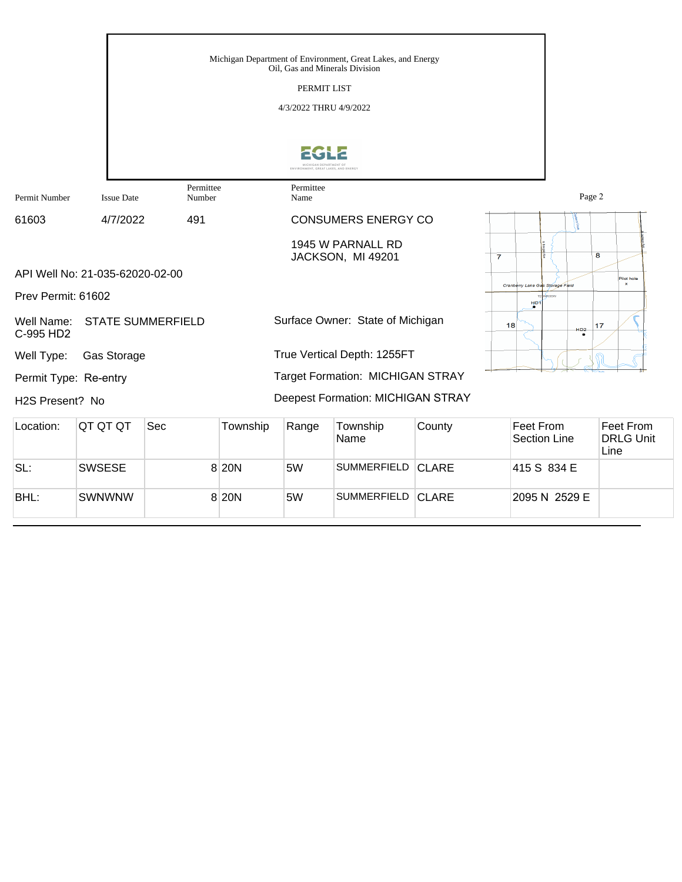Michigan Department of Environment, Great Lakes, and Energy
Oil, Gas and Minerals Division

PERMIT LIST

4/3/2022 THRU 4/9/2022

EGLE

| Permit Number | Issue Date | Permittee Number | Permittee Name |
|---|---|---|---|
| 61603 | 4/7/2022 | 491 | CONSUMERS ENERGY CO |

1945 W PARNALL RD
JACKSON, MI 49201

API Well No: 21-035-62020-02-00

Prev Permit: 61602

Well Name: STATE SUMMERFIELD C-995 HD2

Surface Owner: State of Michigan

Well Type: Gas Storage

True Vertical Depth: 1255FT

Permit Type: Re-entry

Target Formation: MICHIGAN STRAY

H2S Present? No

Deepest Formation: MICHIGAN STRAY

| Location: | QT QT QT | Sec | Township | Range | Township Name | County | Feet From Section Line | Feet From DRLG Unit Line |
|---|---|---|---|---|---|---|---|---|
| SL: | SWSESE | 8 | 20N | 5W | SUMMERFIELD | CLARE | 415 S 834 E | |
| BHL: | SWNWNW | 8 | 20N | 5W | SUMMERFIELD | CLARE | 2095 N 2529 E | |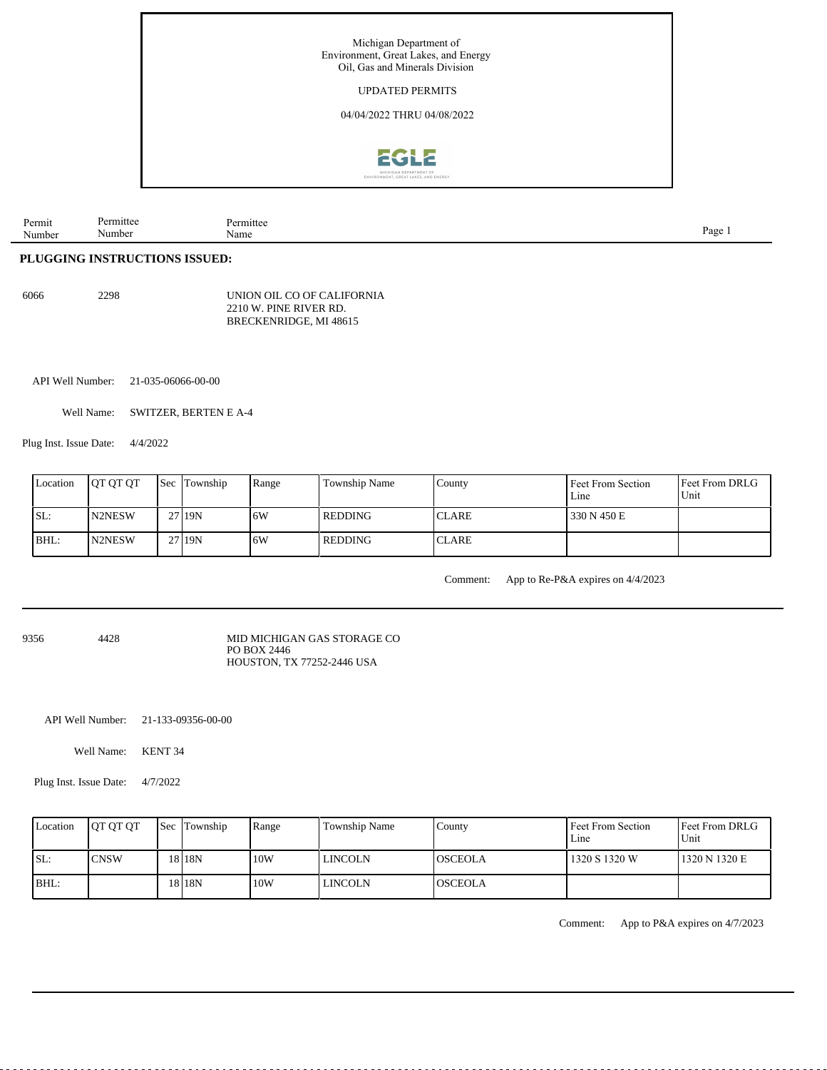Michigan Department of
Environment, Great Lakes, and Energy
Oil, Gas and Minerals Division

UPDATED PERMITS

04/04/2022 THRU 04/08/2022

| Permit Number | Permittee Number | Permittee Name |
|---|---|---|

**PLUGGING INSTRUCTIONS ISSUED:**

6066 2298 UNION OIL CO OF CALIFORNIA
2210 W. PINE RIVER RD.
BRECKENRIDGE, MI 48615

API Well Number: 21-035-06066-00-00

Well Name: SWITZER, BERTEN E A-4

Plug Inst. Issue Date: 4/4/2022

| Location | QT QT QT | Sec | Township | Range | Township Name | County | Feet From Section Line | Feet From DRLG Unit |
|---|---|---|---|---|---|---|---|---|
| SL: | N2NESW | 27 | 19N | 6W | REDDING | CLARE | 330 N 450 E | |
| BHL: | N2NESW | 27 | 19N | 6W | REDDING | CLARE | | |

Comment: App to Re-P&A expires on 4/4/2023

---

9356 4428 MID MICHIGAN GAS STORAGE CO
PO BOX 2446
HOUSTON, TX 77252-2446 USA

API Well Number: 21-133-09356-00-00

Well Name: KENT 34

Plug Inst. Issue Date: 4/7/2022

| Location | QT QT QT | Sec | Township | Range | Township Name | County | Feet From Section Line | Feet From DRLG Unit |
|---|---|---|---|---|---|---|---|---|
| SL: | CNSW | 18 | 18N | 10W | LINCOLN | OSCEOLA | 1320 S 1320 W | 1320 N 1320 E |
| BHL: | | 18 | 18N | 10W | LINCOLN | OSCEOLA | | |

Comment: App to P&A expires on 4/7/2023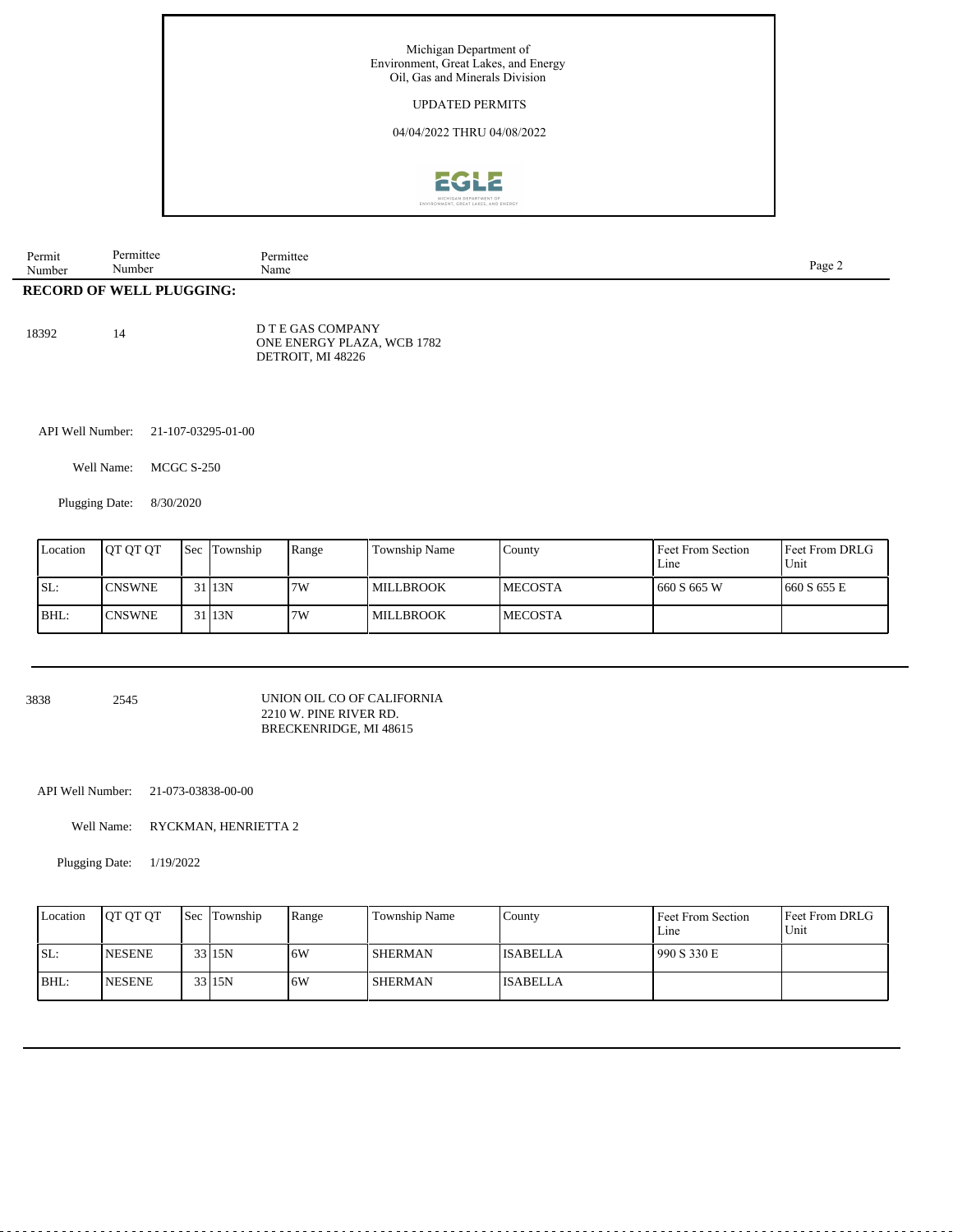Michigan Department of
Environment, Great Lakes, and Energy
Oil, Gas and Minerals Division

UPDATED PERMITS

04/04/2022 THRU 04/08/2022

| Permit Number | Permittee Number | Permittee Name |
|---|---|---|

## RECORD OF WELL PLUGGING:

18392 14 D T E GAS COMPANY
ONE ENERGY PLAZA, WCB 1782
DETROIT, MI 48226

API Well Number: 21-107-03295-01-00

Well Name: MCGC S-250

Plugging Date: 8/30/2020

| Location | QT QT QT | Sec | Township | Range | Township Name | County | Feet From Section Line | Feet From DRLG Unit |
|---|---|---|---|---|---|---|---|---|
| SL: | CNSWNE | 31 | 13N | 7W | MILLBROOK | MECOSTA | 660 S 665 W | 660 S 655 E |
| BHL: | CNSWNE | 31 | 13N | 7W | MILLBROOK | MECOSTA | | |

3838 2545 UNION OIL CO OF CALIFORNIA
2210 W. PINE RIVER RD.
BRECKENRIDGE, MI 48615

API Well Number: 21-073-03838-00-00

Well Name: RYCKMAN, HENRIETTA 2

Plugging Date: 1/19/2022

| Location | QT QT QT | Sec | Township | Range | Township Name | County | Feet From Section Line | Feet From DRLG Unit |
|---|---|---|---|---|---|---|---|---|
| SL: | NESENE | 33 | 15N | 6W | SHERMAN | ISABELLA | 990 S 330 E | |
| BHL: | NESENE | 33 | 15N | 6W | SHERMAN | ISABELLA | | |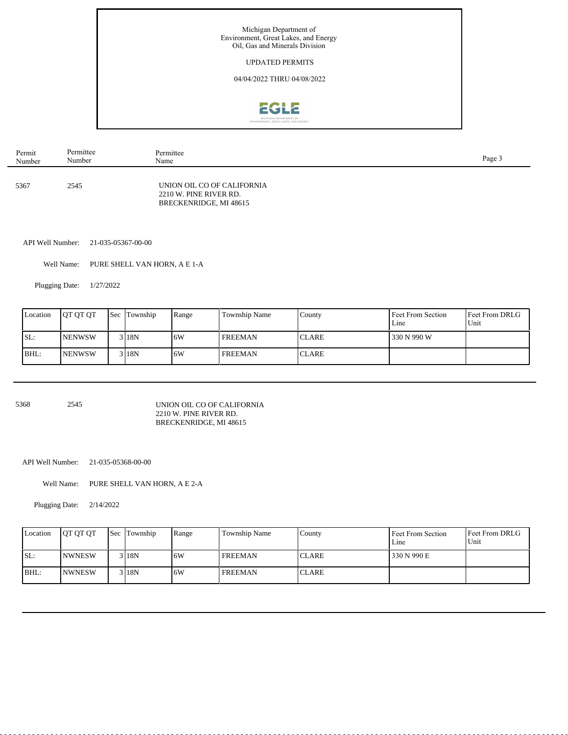Michigan Department of
Environment, Great Lakes, and Energy
Oil, Gas and Minerals Division

UPDATED PERMITS

04/04/2022 THRU 04/08/2022

| Permit Number | Permittee Number | Permittee Name |
|---|---|---|
| 5367 | 2545 | UNION OIL CO OF CALIFORNIA<br>2210 W. PINE RIVER RD.<br>BRECKENRIDGE, MI 48615 |

API Well Number: 21-035-05367-00-00

Well Name: PURE SHELL VAN HORN, A E 1-A

Plugging Date: 1/27/2022

| Location | QT QT QT | Sec | Township | Range | Township Name | County | Feet From Section Line | Feet From DRLG Unit |
|---|---|---|---|---|---|---|---|---|
| SL: | NENWSW | 3 | 18N | 6W | FREEMAN | CLARE | 330 N 990 W | |
| BHL: | NENWSW | 3 | 18N | 6W | FREEMAN | CLARE | | |

---

| Permit Number | Permittee Number | Permittee Name |
|---|---|---|
| 5368 | 2545 | UNION OIL CO OF CALIFORNIA<br>2210 W. PINE RIVER RD.<br>BRECKENRIDGE, MI 48615 |

API Well Number: 21-035-05368-00-00

Well Name: PURE SHELL VAN HORN, A E 2-A

Plugging Date: 2/14/2022

| Location | QT QT QT | Sec | Township | Range | Township Name | County | Feet From Section Line | Feet From DRLG Unit |
|---|---|---|---|---|---|---|---|---|
| SL: | NWNESW | 3 | 18N | 6W | FREEMAN | CLARE | 330 N 990 E | |
| BHL: | NWNESW | 3 | 18N | 6W | FREEMAN | CLARE | | |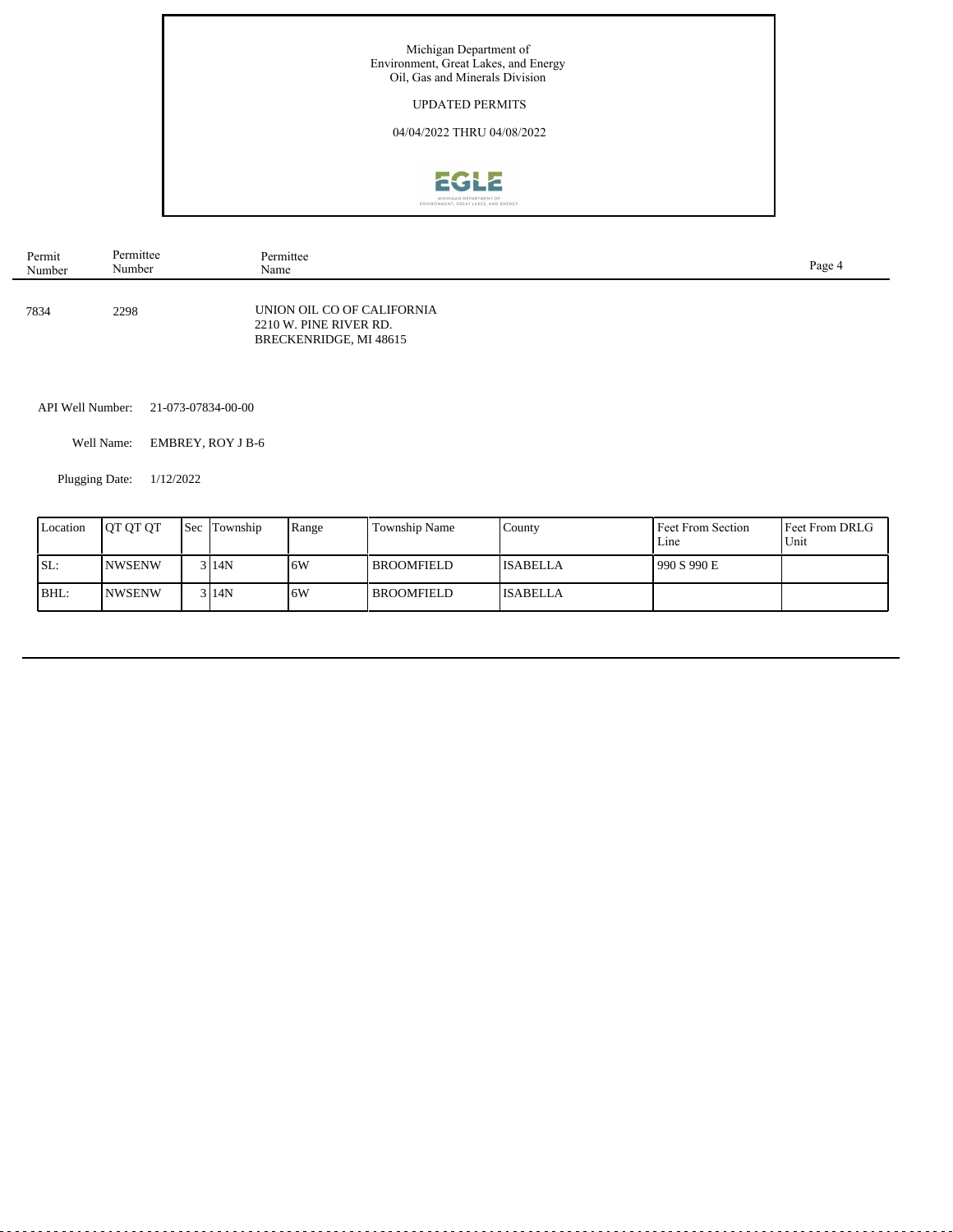Michigan Department of
Environment, Great Lakes, and Energy
Oil, Gas and Minerals Division

UPDATED PERMITS

04/04/2022 THRU 04/08/2022

| Permit Number | Permittee Number | Permittee Name |
|---|---|---|
| 7834 | 2298 | UNION OIL CO OF CALIFORNIA<br>2210 W. PINE RIVER RD.<br>BRECKENRIDGE, MI 48615 |

API Well Number: 21-073-07834-00-00

Well Name: EMBREY, ROY J B-6

Plugging Date: 1/12/2022

| Location | QT QT QT | Sec | Township | Range | Township Name | County | Feet From Section Line | Feet From DRLG Unit |
|---|---|---|---|---|---|---|---|---|
| SL: | NWSENW | 3 | 14N | 6W | BROOMFIELD | ISABELLA | 990 S 990 E | |
| BHL: | NWSENW | 3 | 14N | 6W | BROOMFIELD | ISABELLA | | |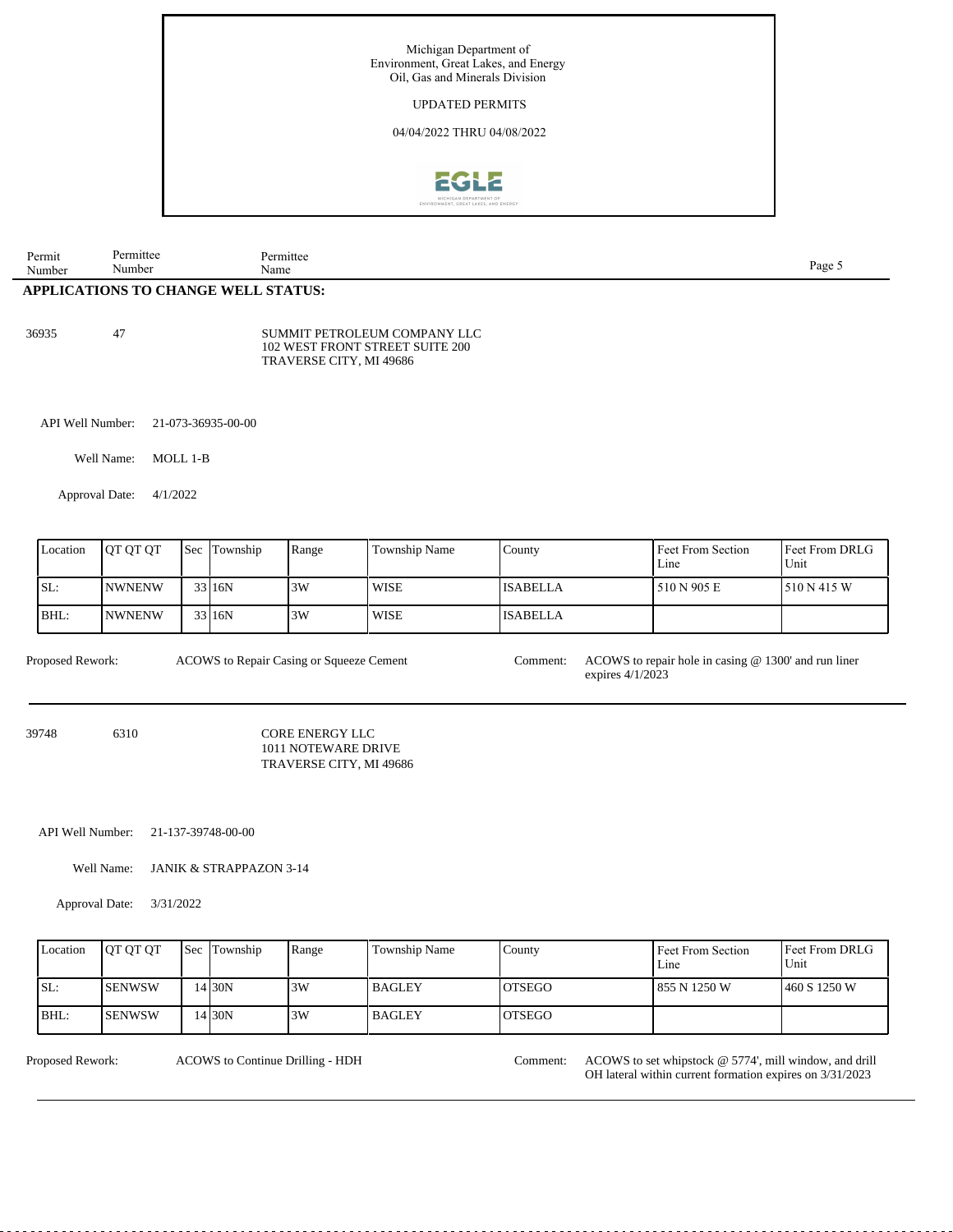Michigan Department of Environment, Great Lakes, and Energy
Oil, Gas and Minerals Division

UPDATED PERMITS

04/04/2022 THRU 04/08/2022

| Permit Number | Permittee Number | Permittee Name |
|---|---|---|

## APPLICATIONS TO CHANGE WELL STATUS:

36935 47 SUMMIT PETROLEUM COMPANY LLC
102 WEST FRONT STREET SUITE 200
TRAVERSE CITY, MI 49686

API Well Number: 21-073-36935-00-00

Well Name: MOLL 1-B

Approval Date: 4/1/2022

| Location | QT QT QT | Sec | Township | Range | Township Name | County | Feet From Section Line | Feet From DRLG Unit |
|---|---|---|---|---|---|---|---|---|
| SL: | NWNENW | 33 | 16N | 3W | WISE | ISABELLA | 510 N 905 E | 510 N 415 W |
| BHL: | NWNENW | 33 | 16N | 3W | WISE | ISABELLA | | |

Proposed Rework: ACOWS to Repair Casing or Squeeze Cement

Comment: ACOWS to repair hole in casing @ 1300' and run liner expires 4/1/2023

---

39748 6310 CORE ENERGY LLC
1011 NOTEWARE DRIVE
TRAVERSE CITY, MI 49686

API Well Number: 21-137-39748-00-00

Well Name: JANIK & STRAPPAZON 3-14

Approval Date: 3/31/2022

| Location | QT QT QT | Sec | Township | Range | Township Name | County | Feet From Section Line | Feet From DRLG Unit |
|---|---|---|---|---|---|---|---|---|
| SL: | SENWSW | 14 | 30N | 3W | BAGLEY | OTSEGO | 855 N 1250 W | 460 S 1250 W |
| BHL: | SENWSW | 14 | 30N | 3W | BAGLEY | OTSEGO | | |

Proposed Rework: ACOWS to Continue Drilling - HDH

Comment: ACOWS to set whipstock @ 5774', mill window, and drill OH lateral within current formation expires on 3/31/2023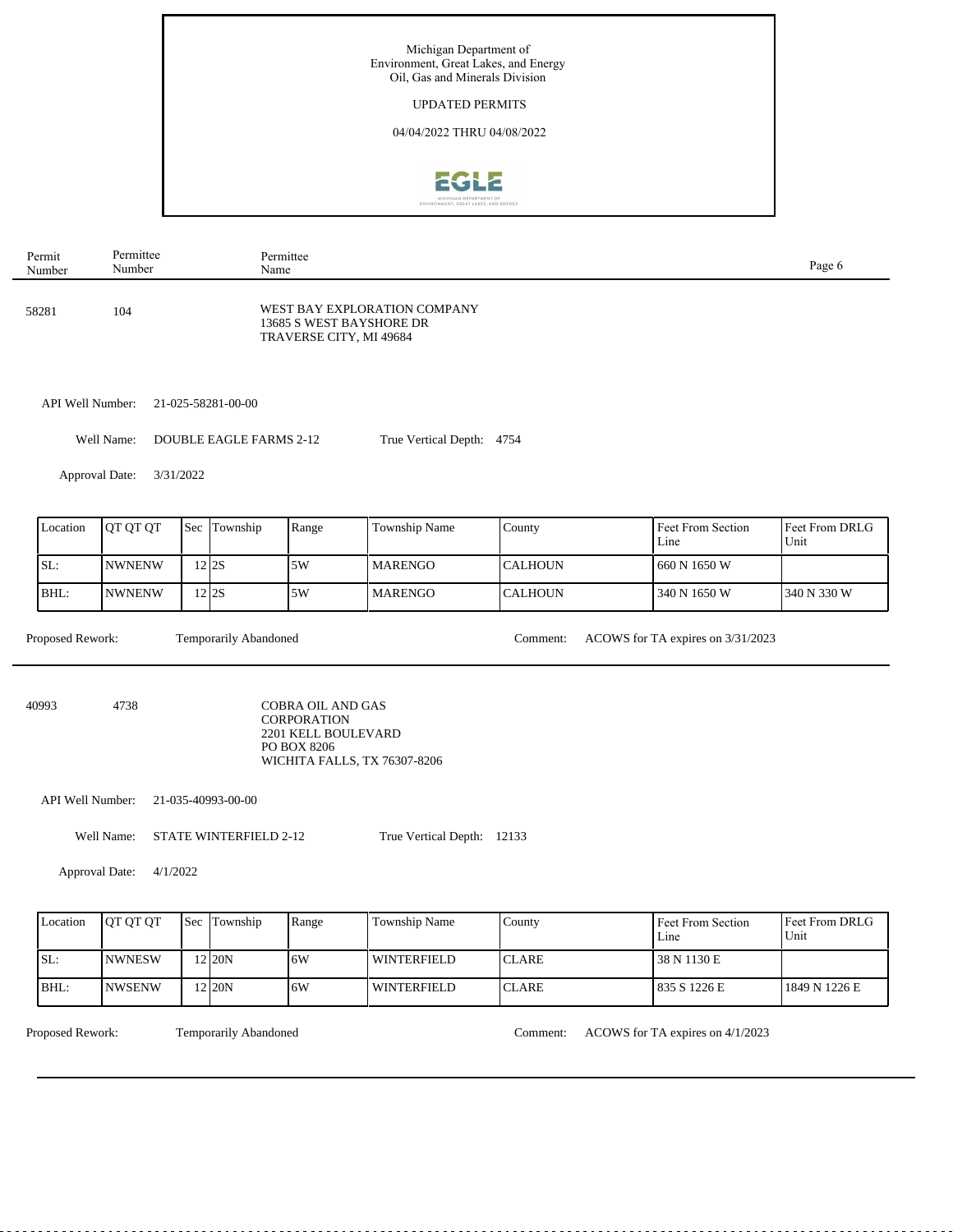Michigan Department of
Environment, Great Lakes, and Energy
Oil, Gas and Minerals Division

UPDATED PERMITS

04/04/2022 THRU 04/08/2022

| Permit Number | Permittee Number | Permittee Name |
|---|---|---|
| 58281 | 104 | WEST BAY EXPLORATION COMPANY<br>13685 S WEST BAYSHORE DR<br>TRAVERSE CITY, MI 49684 |

API Well Number: 21-025-58281-00-00

Well Name: DOUBLE EAGLE FARMS 2-12 &nbsp;&nbsp;&nbsp; True Vertical Depth: 4754

Approval Date: 3/31/2022

| Location | QT QT QT | Sec | Township | Range | Township Name | County | Feet From Section Line | Feet From DRLG Unit |
|---|---|---|---|---|---|---|---|---|
| SL: | NWNENW | 12 | 2S | 5W | MARENGO | CALHOUN | 660 N 1650 W | |
| BHL: | NWNENW | 12 | 2S | 5W | MARENGO | CALHOUN | 340 N 1650 W | 340 N 330 W |

Proposed Rework: Temporarily Abandoned &nbsp;&nbsp;&nbsp; Comment: ACOWS for TA expires on 3/31/2023

---

| Permit Number | Permittee Number | Permittee Name |
|---|---|---|
| 40993 | 4738 | COBRA OIL AND GAS CORPORATION<br>2201 KELL BOULEVARD<br>PO BOX 8206<br>WICHITA FALLS, TX 76307-8206 |

API Well Number: 21-035-40993-00-00

Well Name: STATE WINTERFIELD 2-12 &nbsp;&nbsp;&nbsp; True Vertical Depth: 12133

Approval Date: 4/1/2022

| Location | QT QT QT | Sec | Township | Range | Township Name | County | Feet From Section Line | Feet From DRLG Unit |
|---|---|---|---|---|---|---|---|---|
| SL: | NWNESW | 12 | 20N | 6W | WINTERFIELD | CLARE | 38 N 1130 E | |
| BHL: | NWSENW | 12 | 20N | 6W | WINTERFIELD | CLARE | 835 S 1226 E | 1849 N 1226 E |

Proposed Rework: Temporarily Abandoned &nbsp;&nbsp;&nbsp; Comment: ACOWS for TA expires on 4/1/2023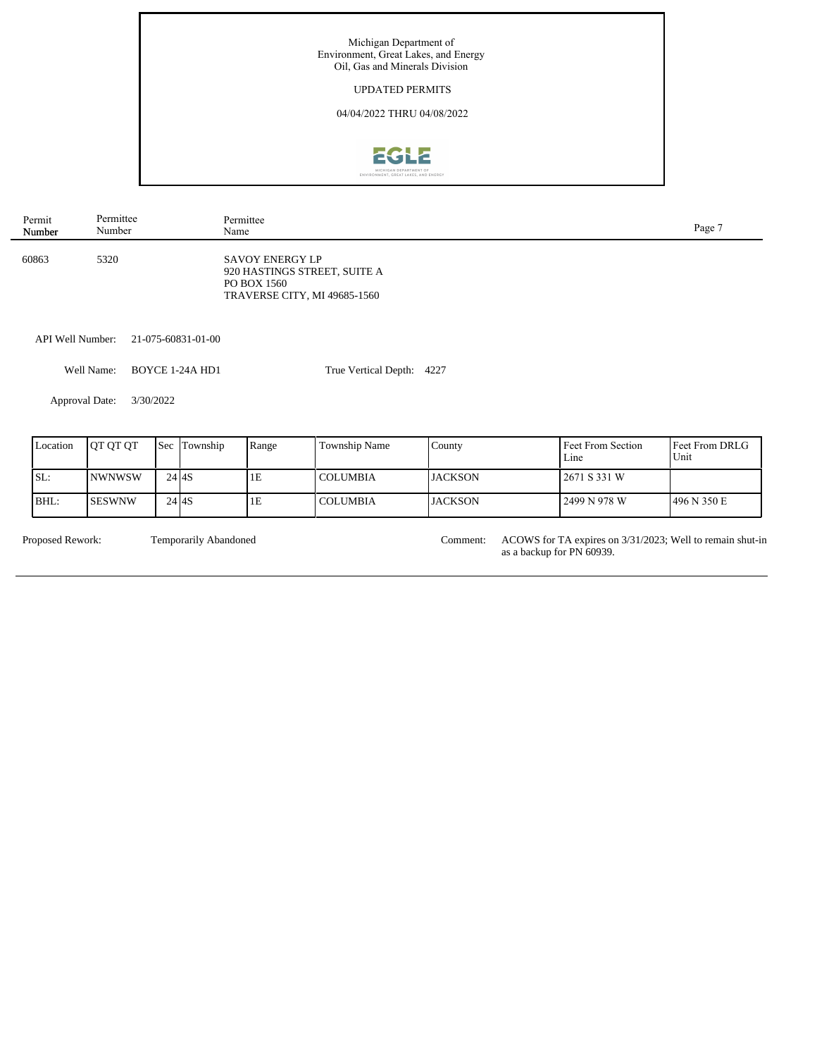Michigan Department of
Environment, Great Lakes, and Energy
Oil, Gas and Minerals Division

UPDATED PERMITS

04/04/2022 THRU 04/08/2022

| Permit Number | Permittee Number | Permittee Name |
|---|---|---|
| 60863 | 5320 | SAVOY ENERGY LP<br>920 HASTINGS STREET, SUITE A<br>PO BOX 1560<br>TRAVERSE CITY, MI 49685-1560 |

API Well Number: 21-075-60831-01-00

Well Name: BOYCE 1-24A HD1

True Vertical Depth: 4227

Approval Date: 3/30/2022

| Location | QT QT QT | Sec | Township | Range | Township Name | County | Feet From Section Line | Feet From DRLG Unit |
|---|---|---|---|---|---|---|---|---|
| SL: | NWNWSW | 24 | 4S | 1E | COLUMBIA | JACKSON | 2671 S 331 W | |
| BHL: | SESWNW | 24 | 4S | 1E | COLUMBIA | JACKSON | 2499 N 978 W | 496 N 350 E |

Proposed Rework: Temporarily Abandoned

Comment: ACOWS for TA expires on 3/31/2023; Well to remain shut-in as a backup for PN 60939.